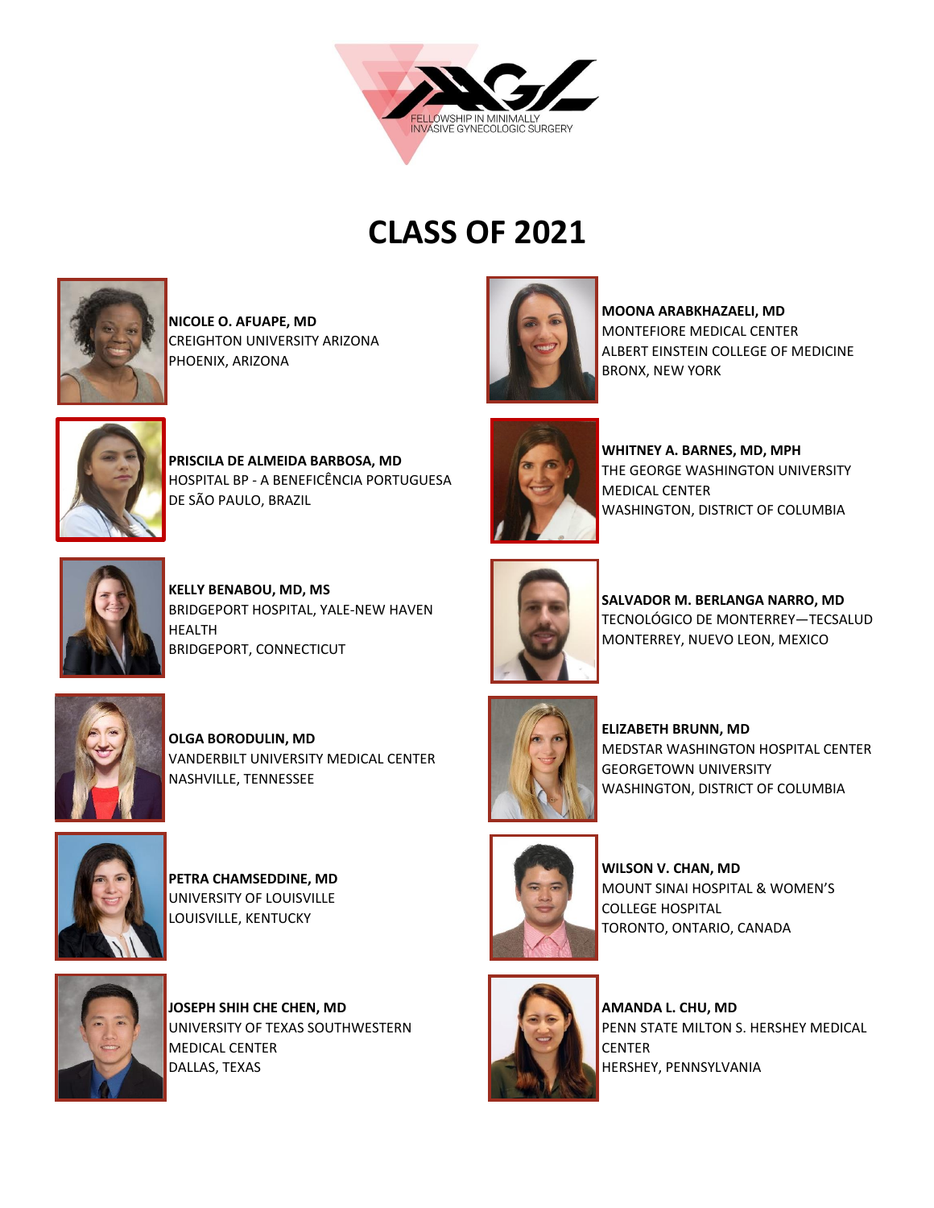FELLOWSHIP IN MINIMALLY INVASIVE GYNECOLOGIC SURGERY

# CLASS OF 2021

**NICOLE O. AFUAPE, MD**
CREIGHTON UNIVERSITY ARIZONA
PHOENIX, ARIZONA

**MOONA ARABKHAZAELI, MD**
MONTEFIORE MEDICAL CENTER
ALBERT EINSTEIN COLLEGE OF MEDICINE
BRONX, NEW YORK

**PRISCILA DE ALMEIDA BARBOSA, MD**
HOSPITAL BP - A BENEFICÊNCIA PORTUGUESA DE SÃO PAULO, BRAZIL

**WHITNEY A. BARNES, MD, MPH**
THE GEORGE WASHINGTON UNIVERSITY MEDICAL CENTER
WASHINGTON, DISTRICT OF COLUMBIA

**KELLY BENABOU, MD, MS**
BRIDGEPORT HOSPITAL, YALE-NEW HAVEN HEALTH
BRIDGEPORT, CONNECTICUT

**SALVADOR M. BERLANGA NARRO, MD**
TECNOLÓGICO DE MONTERREY—TECSALUD
MONTERREY, NUEVO LEON, MEXICO

**OLGA BORODULIN, MD**
VANDERBILT UNIVERSITY MEDICAL CENTER
NASHVILLE, TENNESSEE

**ELIZABETH BRUNN, MD**
MEDSTAR WASHINGTON HOSPITAL CENTER
GEORGETOWN UNIVERSITY
WASHINGTON, DISTRICT OF COLUMBIA

**PETRA CHAMSEDDINE, MD**
UNIVERSITY OF LOUISVILLE
LOUISVILLE, KENTUCKY

**WILSON V. CHAN, MD**
MOUNT SINAI HOSPITAL & WOMEN'S COLLEGE HOSPITAL
TORONTO, ONTARIO, CANADA

**JOSEPH SHIH CHE CHEN, MD**
UNIVERSITY OF TEXAS SOUTHWESTERN MEDICAL CENTER
DALLAS, TEXAS

**AMANDA L. CHU, MD**
PENN STATE MILTON S. HERSHEY MEDICAL CENTER
HERSHEY, PENNSYLVANIA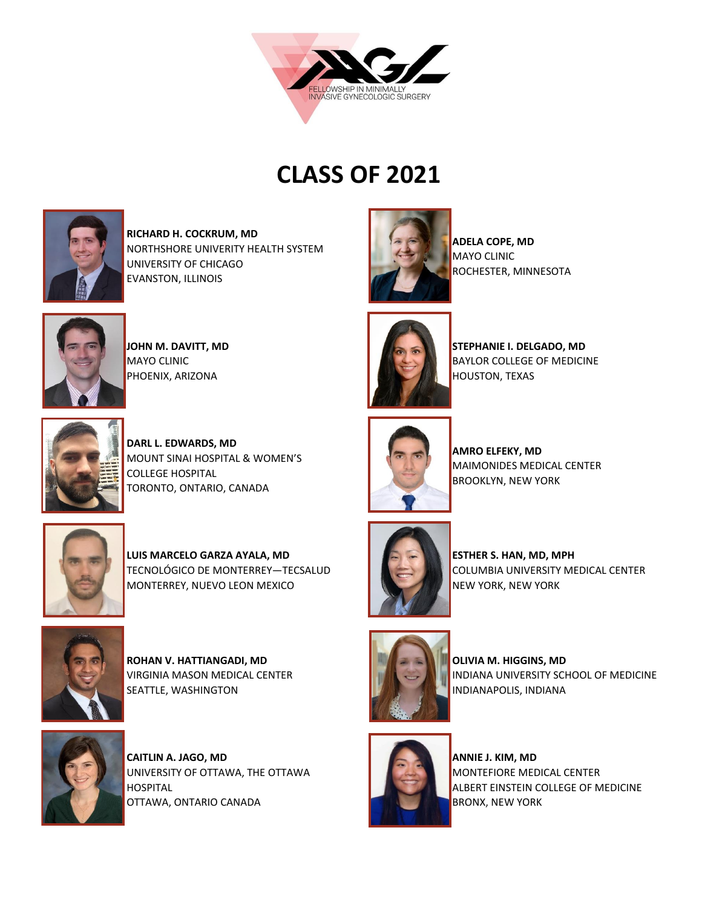FELLOWSHIP IN MINIMALLY INVASIVE GYNECOLOGIC SURGERY

# CLASS OF 2021

**RICHARD H. COCKRUM, MD**
NORTHSHORE UNIVERITY HEALTH SYSTEM
UNIVERSITY OF CHICAGO
EVANSTON, ILLINOIS

**ADELA COPE, MD**
MAYO CLINIC
ROCHESTER, MINNESOTA

**JOHN M. DAVITT, MD**
MAYO CLINIC
PHOENIX, ARIZONA

**STEPHANIE I. DELGADO, MD**
BAYLOR COLLEGE OF MEDICINE
HOUSTON, TEXAS

**DARL L. EDWARDS, MD**
MOUNT SINAI HOSPITAL & WOMEN'S COLLEGE HOSPITAL
TORONTO, ONTARIO, CANADA

**AMRO ELFEKY, MD**
MAIMONIDES MEDICAL CENTER
BROOKLYN, NEW YORK

**LUIS MARCELO GARZA AYALA, MD**
TECNOLÓGICO DE MONTERREY—TECSALUD
MONTERREY, NUEVO LEON MEXICO

**ESTHER S. HAN, MD, MPH**
COLUMBIA UNIVERSITY MEDICAL CENTER
NEW YORK, NEW YORK

**ROHAN V. HATTIANGADI, MD**
VIRGINIA MASON MEDICAL CENTER
SEATTLE, WASHINGTON

**OLIVIA M. HIGGINS, MD**
INDIANA UNIVERSITY SCHOOL OF MEDICINE
INDIANAPOLIS, INDIANA

**CAITLIN A. JAGO, MD**
UNIVERSITY OF OTTAWA, THE OTTAWA HOSPITAL
OTTAWA, ONTARIO CANADA

**ANNIE J. KIM, MD**
MONTEFIORE MEDICAL CENTER
ALBERT EINSTEIN COLLEGE OF MEDICINE
BRONX, NEW YORK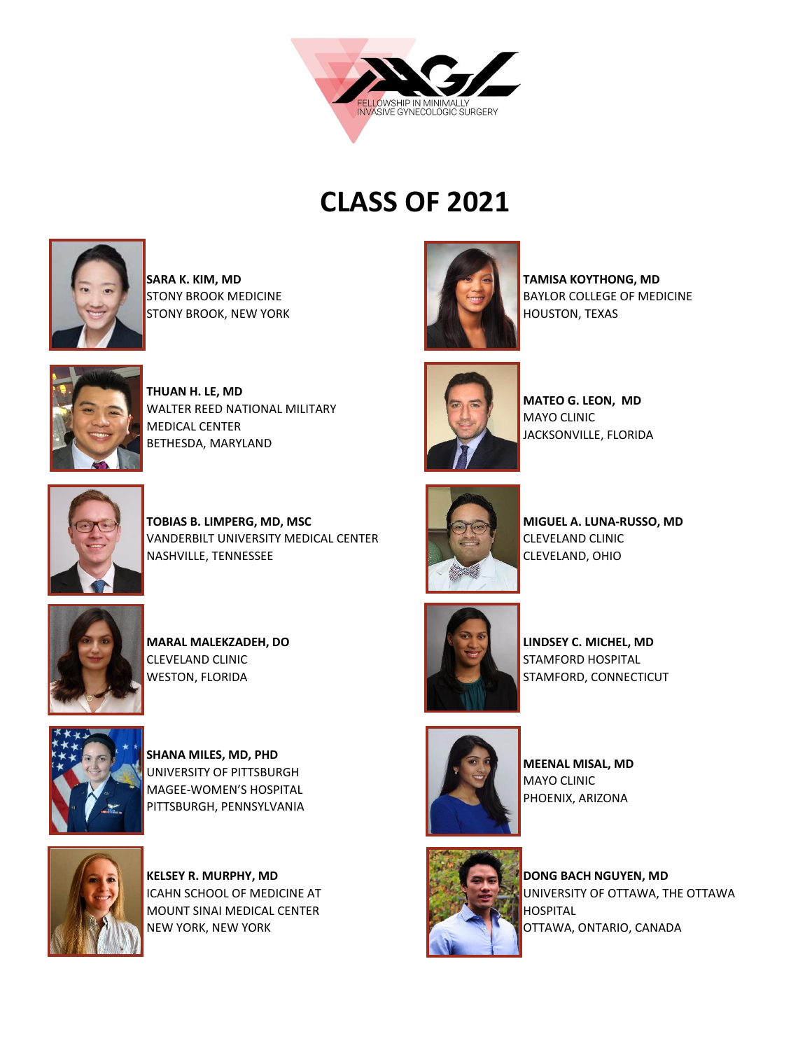FELLOWSHIP IN MINIMALLY INVASIVE GYNECOLOGIC SURGERY

# CLASS OF 2021

**SARA K. KIM, MD**
STONY BROOK MEDICINE
STONY BROOK, NEW YORK

**TAMISA KOYTHONG, MD**
BAYLOR COLLEGE OF MEDICINE
HOUSTON, TEXAS

**THUAN H. LE, MD**
WALTER REED NATIONAL MILITARY MEDICAL CENTER
BETHESDA, MARYLAND

**MATEO G. LEON, MD**
MAYO CLINIC
JACKSONVILLE, FLORIDA

**TOBIAS B. LIMPERG, MD, MSC**
VANDERBILT UNIVERSITY MEDICAL CENTER
NASHVILLE, TENNESSEE

**MIGUEL A. LUNA-RUSSO, MD**
CLEVELAND CLINIC
CLEVELAND, OHIO

**MARAL MALEKZADEH, DO**
CLEVELAND CLINIC
WESTON, FLORIDA

**LINDSEY C. MICHEL, MD**
STAMFORD HOSPITAL
STAMFORD, CONNECTICUT

**SHANA MILES, MD, PHD**
UNIVERSITY OF PITTSBURGH
MAGEE-WOMEN'S HOSPITAL
PITTSBURGH, PENNSYLVANIA

**MEENAL MISAL, MD**
MAYO CLINIC
PHOENIX, ARIZONA

**KELSEY R. MURPHY, MD**
ICAHN SCHOOL OF MEDICINE AT MOUNT SINAI MEDICAL CENTER
NEW YORK, NEW YORK

**DONG BACH NGUYEN, MD**
UNIVERSITY OF OTTAWA, THE OTTAWA HOSPITAL
OTTAWA, ONTARIO, CANADA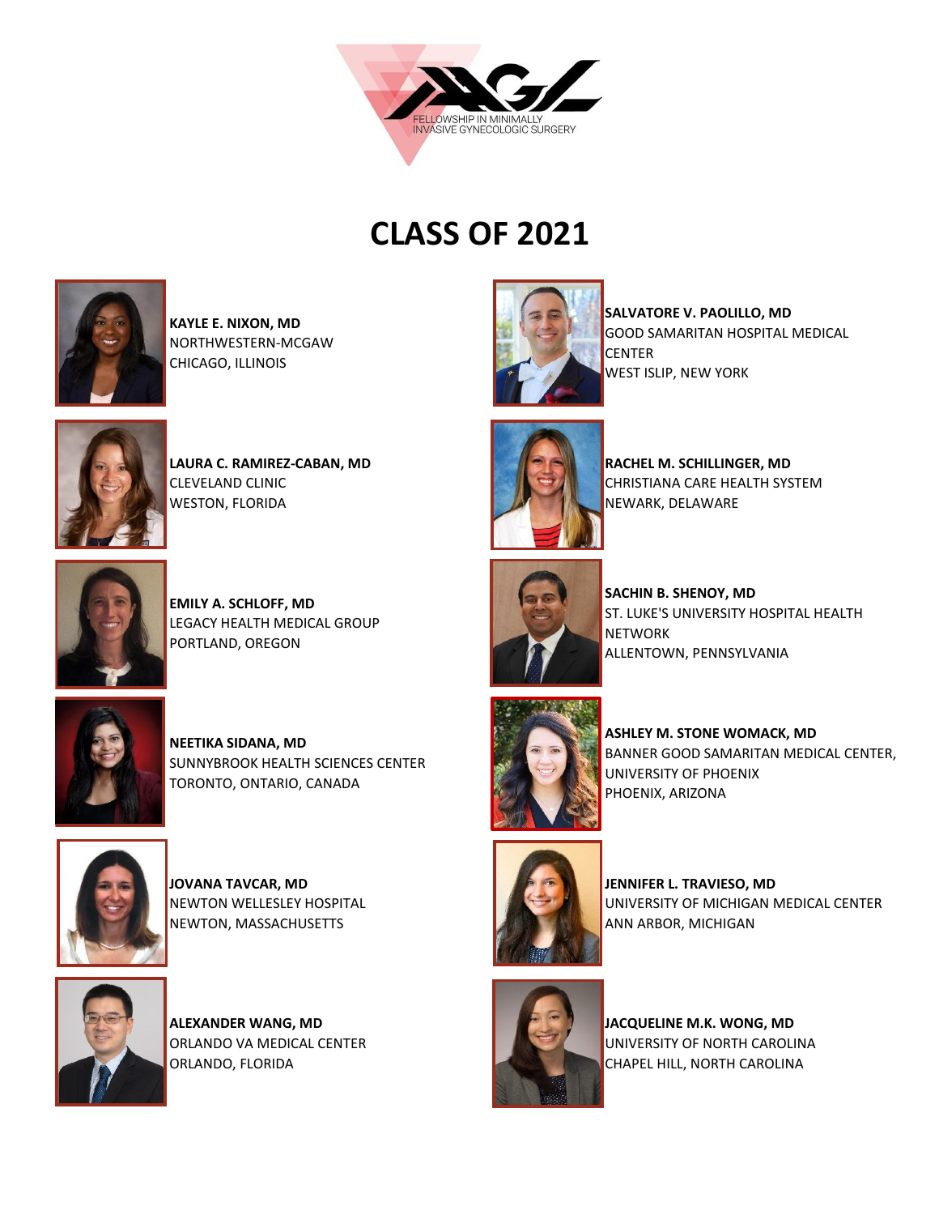FELLOWSHIP IN MINIMALLY INVASIVE GYNECOLOGIC SURGERY

# CLASS OF 2021

**KAYLE E. NIXON, MD**
NORTHWESTERN-MCGAW
CHICAGO, ILLINOIS

**LAURA C. RAMIREZ-CABAN, MD**
CLEVELAND CLINIC
WESTON, FLORIDA

**EMILY A. SCHLOFF, MD**
LEGACY HEALTH MEDICAL GROUP
PORTLAND, OREGON

**NEETIKA SIDANA, MD**
SUNNYBROOK HEALTH SCIENCES CENTER
TORONTO, ONTARIO, CANADA

**JOVANA TAVCAR, MD**
NEWTON WELLESLEY HOSPITAL
NEWTON, MASSACHUSETTS

**ALEXANDER WANG, MD**
ORLANDO VA MEDICAL CENTER
ORLANDO, FLORIDA

**SALVATORE V. PAOLILLO, MD**
GOOD SAMARITAN HOSPITAL MEDICAL CENTER
WEST ISLIP, NEW YORK

**RACHEL M. SCHILLINGER, MD**
CHRISTIANA CARE HEALTH SYSTEM
NEWARK, DELAWARE

**SACHIN B. SHENOY, MD**
ST. LUKE'S UNIVERSITY HOSPITAL HEALTH NETWORK
ALLENTOWN, PENNSYLVANIA

**ASHLEY M. STONE WOMACK, MD**
BANNER GOOD SAMARITAN MEDICAL CENTER, UNIVERSITY OF PHOENIX
PHOENIX, ARIZONA

**JENNIFER L. TRAVIESO, MD**
UNIVERSITY OF MICHIGAN MEDICAL CENTER
ANN ARBOR, MICHIGAN

**JACQUELINE M.K. WONG, MD**
UNIVERSITY OF NORTH CAROLINA
CHAPEL HILL, NORTH CAROLINA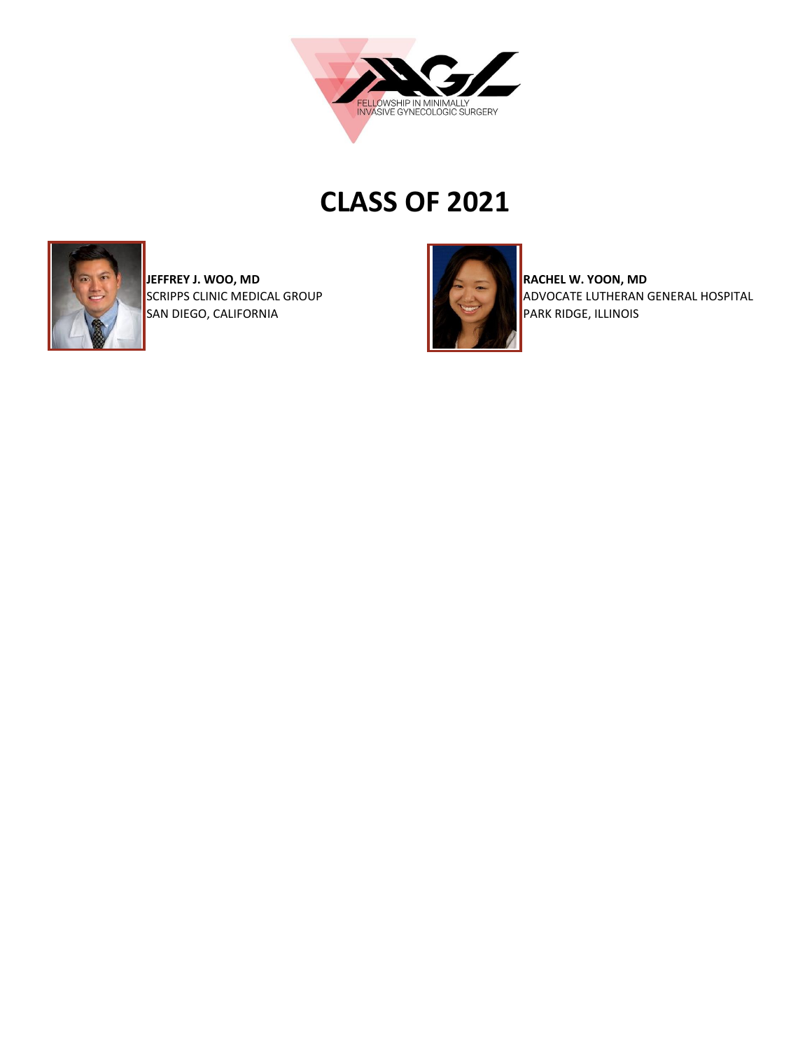FELLOWSHIP IN MINIMALLY INVASIVE GYNECOLOGIC SURGERY

# CLASS OF 2021

**JEFFREY J. WOO, MD**
SCRIPPS CLINIC MEDICAL GROUP
SAN DIEGO, CALIFORNIA

**RACHEL W. YOON, MD**
ADVOCATE LUTHERAN GENERAL HOSPITAL
PARK RIDGE, ILLINOIS